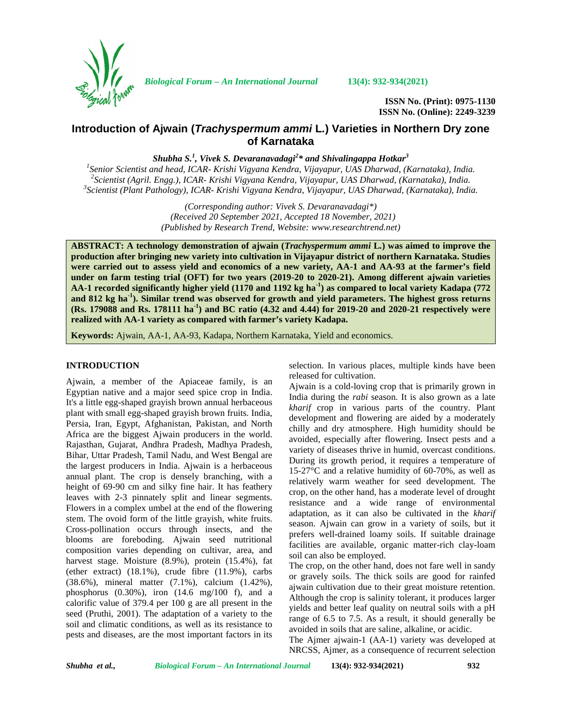# Introduction of Ajwain (*Trachyspermum ammi* L.) Varieties in Northern Dry zone of Karnataka

***Shubha S.[1], Vivek S. Devaranavadagi[2]* and Shivalingappa Hotkar[3]***

[1]*Senior Scientist and head, ICAR- Krishi Vigyana Kendra, Vijayapur, UAS Dharwad, (Karnataka), India.*
[2]*Scientist (Agril. Engg.), ICAR- Krishi Vigyana Kendra, Vijayapur, UAS Dharwad, (Karnataka), India.*
[3]*Scientist (Plant Pathology), ICAR- Krishi Vigyana Kendra, Vijayapur, UAS Dharwad, (Karnataka), India.*

*(Corresponding author: Vivek S. Devaranavadagi\*)*
*(Received 20 September 2021, Accepted 18 November, 2021)*
*(Published by Research Trend, Website: www.researchtrend.net)*

**ABSTRACT: A technology demonstration of ajwain (*Trachyspermum ammi* L.) was aimed to improve the production after bringing new variety into cultivation in Vijayapur district of northern Karnataka. Studies were carried out to assess yield and economics of a new variety, AA-1 and AA-93 at the farmer's field under on farm testing trial (OFT) for two years (2019-20 to 2020-21). Among different ajwain varieties AA-1 recorded significantly higher yield (1170 and 1192 kg ha$^{-1}$) as compared to local variety Kadapa (772 and 812 kg ha$^{-1}$). Similar trend was observed for growth and yield parameters. The highest gross returns (Rs. 179088 and Rs. 178111 ha$^{-1}$) and BC ratio (4.32 and 4.44) for 2019-20 and 2020-21 respectively were realized with AA-1 variety as compared with farmer's variety Kadapa.**

**Keywords:** Ajwain, AA-1, AA-93, Kadapa, Northern Karnataka, Yield and economics.

## INTRODUCTION

Ajwain, a member of the Apiaceae family, is an Egyptian native and a major seed spice crop in India. It's a little egg-shaped grayish brown annual herbaceous plant with small egg-shaped grayish brown fruits. India, Persia, Iran, Egypt, Afghanistan, Pakistan, and North Africa are the biggest Ajwain producers in the world. Rajasthan, Gujarat, Andhra Pradesh, Madhya Pradesh, Bihar, Uttar Pradesh, Tamil Nadu, and West Bengal are the largest producers in India. Ajwain is a herbaceous annual plant. The crop is densely branching, with a height of 69-90 cm and silky fine hair. It has feathery leaves with 2-3 pinnately split and linear segments. Flowers in a complex umbel at the end of the flowering stem. The ovoid form of the little grayish, white fruits. Cross-pollination occurs through insects, and the blooms are foreboding. Ajwain seed nutritional composition varies depending on cultivar, area, and harvest stage. Moisture (8.9%), protein (15.4%), fat (ether extract) (18.1%), crude fibre (11.9%), carbs (38.6%), mineral matter (7.1%), calcium (1.42%), phosphorus (0.30%), iron (14.6 mg/100 f), and a calorific value of 379.4 per 100 g are all present in the seed (Pruthi, 2001). The adaptation of a variety to the soil and climatic conditions, as well as its resistance to pests and diseases, are the most important factors in its selection. In various places, multiple kinds have been released for cultivation.

Ajwain is a cold-loving crop that is primarily grown in India during the *rabi* season. It is also grown as a late *kharif* crop in various parts of the country. Plant development and flowering are aided by a moderately chilly and dry atmosphere. High humidity should be avoided, especially after flowering. Insect pests and a variety of diseases thrive in humid, overcast conditions. During its growth period, it requires a temperature of 15-27°C and a relative humidity of 60-70%, as well as relatively warm weather for seed development. The crop, on the other hand, has a moderate level of drought resistance and a wide range of environmental adaptation, as it can also be cultivated in the *kharif* season. Ajwain can grow in a variety of soils, but it prefers well-drained loamy soils. If suitable drainage facilities are available, organic matter-rich clay-loam soil can also be employed.

The crop, on the other hand, does not fare well in sandy or gravely soils. The thick soils are good for rainfed ajwain cultivation due to their great moisture retention. Although the crop is salinity tolerant, it produces larger yields and better leaf quality on neutral soils with a pH range of 6.5 to 7.5. As a result, it should generally be avoided in soils that are saline, alkaline, or acidic.

The Ajmer ajwain-1 (AA-1) variety was developed at NRCSS, Ajmer, as a consequence of recurrent selection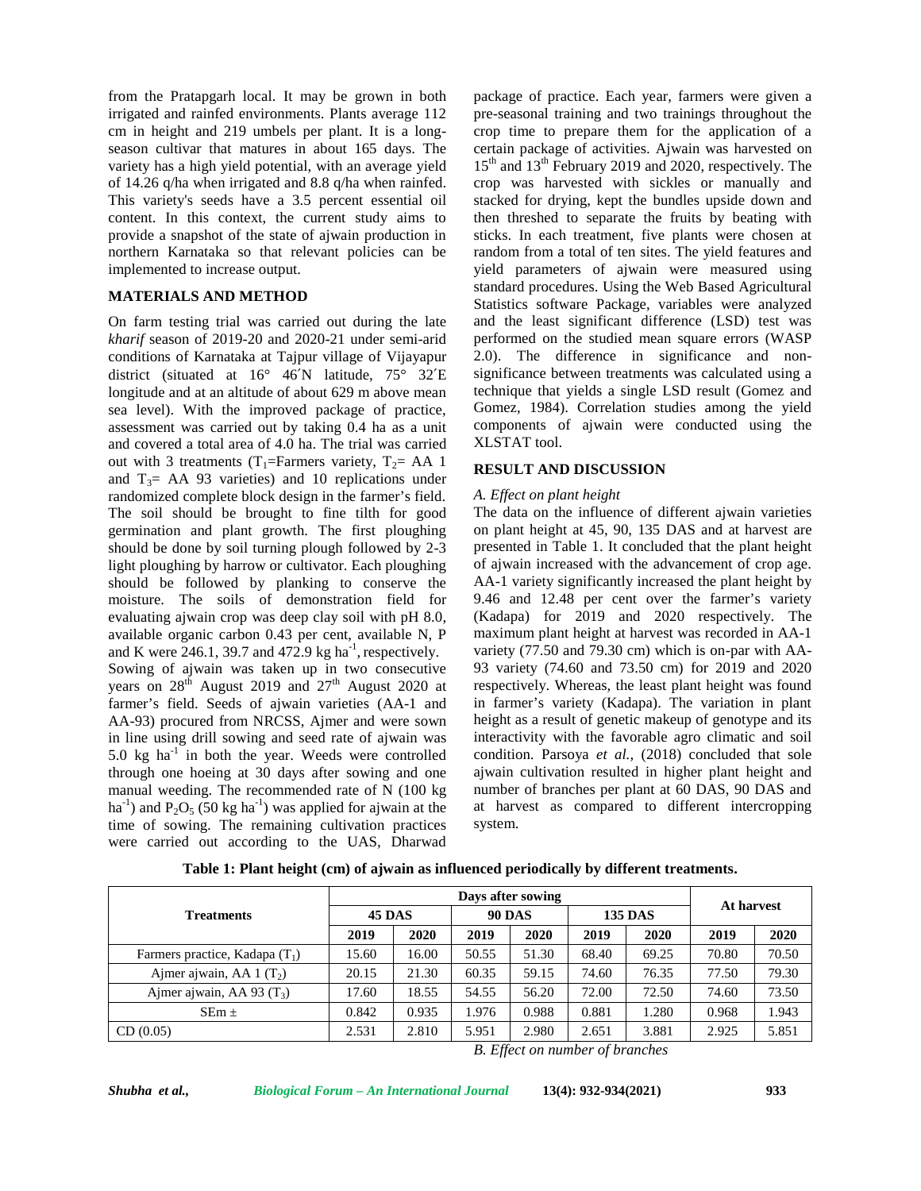from the Pratapgarh local. It may be grown in both irrigated and rainfed environments. Plants average 112 cm in height and 219 umbels per plant. It is a long-season cultivar that matures in about 165 days. The variety has a high yield potential, with an average yield of 14.26 q/ha when irrigated and 8.8 q/ha when rainfed. This variety's seeds have a 3.5 percent essential oil content. In this context, the current study aims to provide a snapshot of the state of ajwain production in northern Karnataka so that relevant policies can be implemented to increase output.

## MATERIALS AND METHOD

On farm testing trial was carried out during the late *kharif* season of 2019-20 and 2020-21 under semi-arid conditions of Karnataka at Tajpur village of Vijayapur district (situated at 16° 46′N latitude, 75° 32′E longitude and at an altitude of about 629 m above mean sea level). With the improved package of practice, assessment was carried out by taking 0.4 ha as a unit and covered a total area of 4.0 ha. The trial was carried out with 3 treatments ($T_1$=Farmers variety, $T_2$= AA 1 and $T_3$= AA 93 varieties) and 10 replications under randomized complete block design in the farmer's field. The soil should be brought to fine tilth for good germination and plant growth. The first ploughing should be done by soil turning plough followed by 2-3 light ploughing by harrow or cultivator. Each ploughing should be followed by planking to conserve the moisture. The soils of demonstration field for evaluating ajwain crop was deep clay soil with pH 8.0, available organic carbon 0.43 per cent, available N, P and K were 246.1, 39.7 and 472.9 kg ha$^{-1}$, respectively.

Sowing of ajwain was taken up in two consecutive years on 28$^{th}$ August 2019 and 27$^{th}$ August 2020 at farmer's field. Seeds of ajwain varieties (AA-1 and AA-93) procured from NRCSS, Ajmer and were sown in line using drill sowing and seed rate of ajwain was 5.0 kg ha$^{-1}$ in both the year. Weeds were controlled through one hoeing at 30 days after sowing and one manual weeding. The recommended rate of N (100 kg ha$^{-1}$) and $P_2O_5$ (50 kg ha$^{-1}$) was applied for ajwain at the time of sowing. The remaining cultivation practices were carried out according to the UAS, Dharwad package of practice. Each year, farmers were given a pre-seasonal training and two trainings throughout the crop time to prepare them for the application of a certain package of activities. Ajwain was harvested on 15$^{th}$ and 13$^{th}$ February 2019 and 2020, respectively. The crop was harvested with sickles or manually and stacked for drying, kept the bundles upside down and then threshed to separate the fruits by beating with sticks. In each treatment, five plants were chosen at random from a total of ten sites. The yield features and yield parameters of ajwain were measured using standard procedures. Using the Web Based Agricultural Statistics software Package, variables were analyzed and the least significant difference (LSD) test was performed on the studied mean square errors (WASP 2.0). The difference in significance and non-significance between treatments was calculated using a technique that yields a single LSD result (Gomez and Gomez, 1984). Correlation studies among the yield components of ajwain were conducted using the XLSTAT tool.

## RESULT AND DISCUSSION

*A. Effect on plant height*

The data on the influence of different ajwain varieties on plant height at 45, 90, 135 DAS and at harvest are presented in Table 1. It concluded that the plant height of ajwain increased with the advancement of crop age. AA-1 variety significantly increased the plant height by 9.46 and 12.48 per cent over the farmer's variety (Kadapa) for 2019 and 2020 respectively. The maximum plant height at harvest was recorded in AA-1 variety (77.50 and 79.30 cm) which is on-par with AA-93 variety (74.60 and 73.50 cm) for 2019 and 2020 respectively. Whereas, the least plant height was found in farmer's variety (Kadapa). The variation in plant height as a result of genetic makeup of genotype and its interactivity with the favorable agro climatic and soil condition. Parsoya *et al.,* (2018) concluded that sole ajwain cultivation resulted in higher plant height and number of branches per plant at 60 DAS, 90 DAS and at harvest as compared to different intercropping system.

**Table 1: Plant height (cm) of ajwain as influenced periodically by different treatments.**

| Treatments | Days after sowing | | | | | | At harvest | |
|---|---|---|---|---|---|---|---|---|
| | 45 DAS | | 90 DAS | | 135 DAS | | | |
| | 2019 | 2020 | 2019 | 2020 | 2019 | 2020 | 2019 | 2020 |
| Farmers practice, Kadapa ($T_1$) | 15.60 | 16.00 | 50.55 | 51.30 | 68.40 | 69.25 | 70.80 | 70.50 |
| Ajmer ajwain, AA 1 ($T_2$) | 20.15 | 21.30 | 60.35 | 59.15 | 74.60 | 76.35 | 77.50 | 79.30 |
| Ajmer ajwain, AA 93 ($T_3$) | 17.60 | 18.55 | 54.55 | 56.20 | 72.00 | 72.50 | 74.60 | 73.50 |
| SEm ± | 0.842 | 0.935 | 1.976 | 0.988 | 0.881 | 1.280 | 0.968 | 1.943 |
| CD (0.05) | 2.531 | 2.810 | 5.951 | 2.980 | 2.651 | 3.881 | 2.925 | 5.851 |

*B. Effect on number of branches*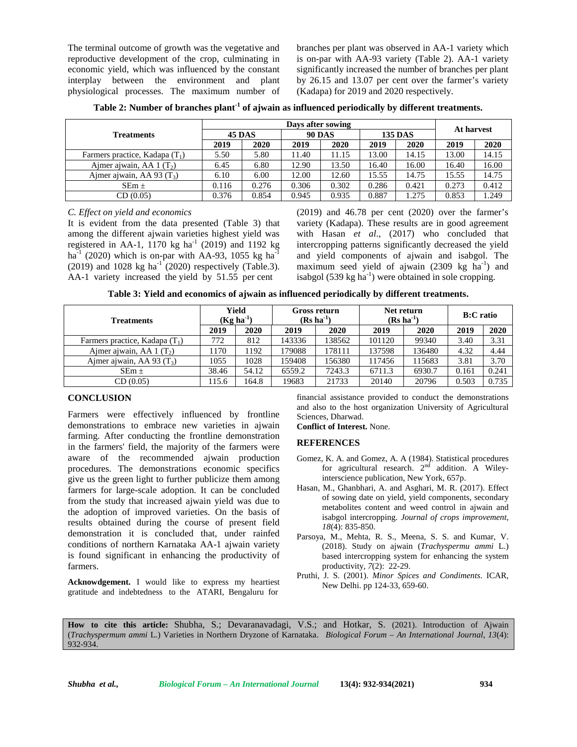The terminal outcome of growth was the vegetative and reproductive development of the crop, culminating in economic yield, which was influenced by the constant interplay between the environment and plant physiological processes. The maximum number of branches per plant was observed in AA-1 variety which is on-par with AA-93 variety (Table 2). AA-1 variety significantly increased the number of branches per plant by 26.15 and 13.07 per cent over the farmer's variety (Kadapa) for 2019 and 2020 respectively.

**Table 2: Number of branches plant$^{-1}$ of ajwain as influenced periodically by different treatments.**

| Treatments | Days after sowing | | | | | | At harvest | |
|---|---|---|---|---|---|---|---|---|
| | 45 DAS | | 90 DAS | | 135 DAS | | | |
| | 2019 | 2020 | 2019 | 2020 | 2019 | 2020 | 2019 | 2020 |
| Farmers practice, Kadapa ($T_1$) | 5.50 | 5.80 | 11.40 | 11.15 | 13.00 | 14.15 | 13.00 | 14.15 |
| Ajmer ajwain, AA 1 ($T_2$) | 6.45 | 6.80 | 12.90 | 13.50 | 16.40 | 16.00 | 16.40 | 16.00 |
| Ajmer ajwain, AA 93 ($T_3$) | 6.10 | 6.00 | 12.00 | 12.60 | 15.55 | 14.75 | 15.55 | 14.75 |
| SEm ± | 0.116 | 0.276 | 0.306 | 0.302 | 0.286 | 0.421 | 0.273 | 0.412 |
| CD (0.05) | 0.376 | 0.854 | 0.945 | 0.935 | 0.887 | 1.275 | 0.853 | 1.249 |

*C. Effect on yield and economics*

It is evident from the data presented (Table 3) that among the different ajwain varieties highest yield was registered in AA-1, 1170 kg ha$^{-1}$ (2019) and 1192 kg ha$^{-1}$ (2020) which is on-par with AA-93, 1055 kg ha$^{-1}$ (2019) and 1028 kg ha$^{-1}$ (2020) respectively (Table.3). AA-1 variety increased the yield by 51.55 per cent (2019) and 46.78 per cent (2020) over the farmer's variety (Kadapa). These results are in good agreement with Hasan *et al*., (2017) who concluded that intercropping patterns significantly decreased the yield and yield components of ajwain and isabgol. The maximum seed yield of ajwain (2309 kg ha$^{-1}$) and isabgol (539 kg ha$^{-1}$) were obtained in sole cropping.

**Table 3: Yield and economics of ajwain as influenced periodically by different treatments.**

| Treatments | Yield (Kg ha$^{-1}$) | | Gross return (Rs ha$^{-1}$) | | Net return (Rs ha$^{-1}$) | | B:C ratio | |
|---|---|---|---|---|---|---|---|---|
| | 2019 | 2020 | 2019 | 2020 | 2019 | 2020 | 2019 | 2020 |
| Farmers practice, Kadapa ($T_1$) | 772 | 812 | 143336 | 138562 | 101120 | 99340 | 3.40 | 3.31 |
| Ajmer ajwain, AA 1 ($T_2$) | 1170 | 1192 | 179088 | 178111 | 137598 | 136480 | 4.32 | 4.44 |
| Ajmer ajwain, AA 93 ($T_3$) | 1055 | 1028 | 159408 | 156380 | 117456 | 115683 | 3.81 | 3.70 |
| SEm ± | 38.46 | 54.12 | 6559.2 | 7243.3 | 6711.3 | 6930.7 | 0.161 | 0.241 |
| CD (0.05) | 115.6 | 164.8 | 19683 | 21733 | 20140 | 20796 | 0.503 | 0.735 |

## CONCLUSION

Farmers were effectively influenced by frontline demonstrations to embrace new varieties in ajwain farming. After conducting the frontline demonstration in the farmers' field, the majority of the farmers were aware of the recommended ajwain production procedures. The demonstrations economic specifics give us the green light to further publicize them among farmers for large-scale adoption. It can be concluded from the study that increased ajwain yield was due to the adoption of improved varieties. On the basis of results obtained during the course of present field demonstration it is concluded that, under rainfed conditions of northern Karnataka AA-1 ajwain variety is found significant in enhancing the productivity of farmers.

**Acknowdgement.** I would like to express my heartiest gratitude and indebtedness to the ATARI, Bengaluru for financial assistance provided to conduct the demonstrations and also to the host organization University of Agricultural Sciences, Dharwad.

**Conflict of Interest.** None.

## REFERENCES

Gomez, K. A. and Gomez, A. A (1984). Statistical procedures for agricultural research. 2nd addition. A Wiley-interscience publication, New York, 657p.

Hasan, M., Ghanbhari, A. and Asghari, M. R. (2017). Effect of sowing date on yield, yield components, secondary metabolites content and weed control in ajwain and isabgol intercropping. *Journal of crops improvement*, *18*(4): 835-850.

Parsoya, M., Mehta, R. S., Meena, S. S. and Kumar, V. (2018). Study on ajwain (*Trachyspermu ammi* L.) based intercropping system for enhancing the system productivity, *7*(2): 22-29.

Pruthi, J. S. (2001). *Minor Spices and Condiments*. ICAR, New Delhi. pp 124-33, 659-60.

**How to cite this article:** Shubha, S.; Devaranavadagi, V.S.; and Hotkar, S. (2021). Introduction of Ajwain (*Trachyspermum ammi* L.) Varieties in Northern Dryzone of Karnataka. *Biological Forum – An International Journal*, *13*(4): 932-934.